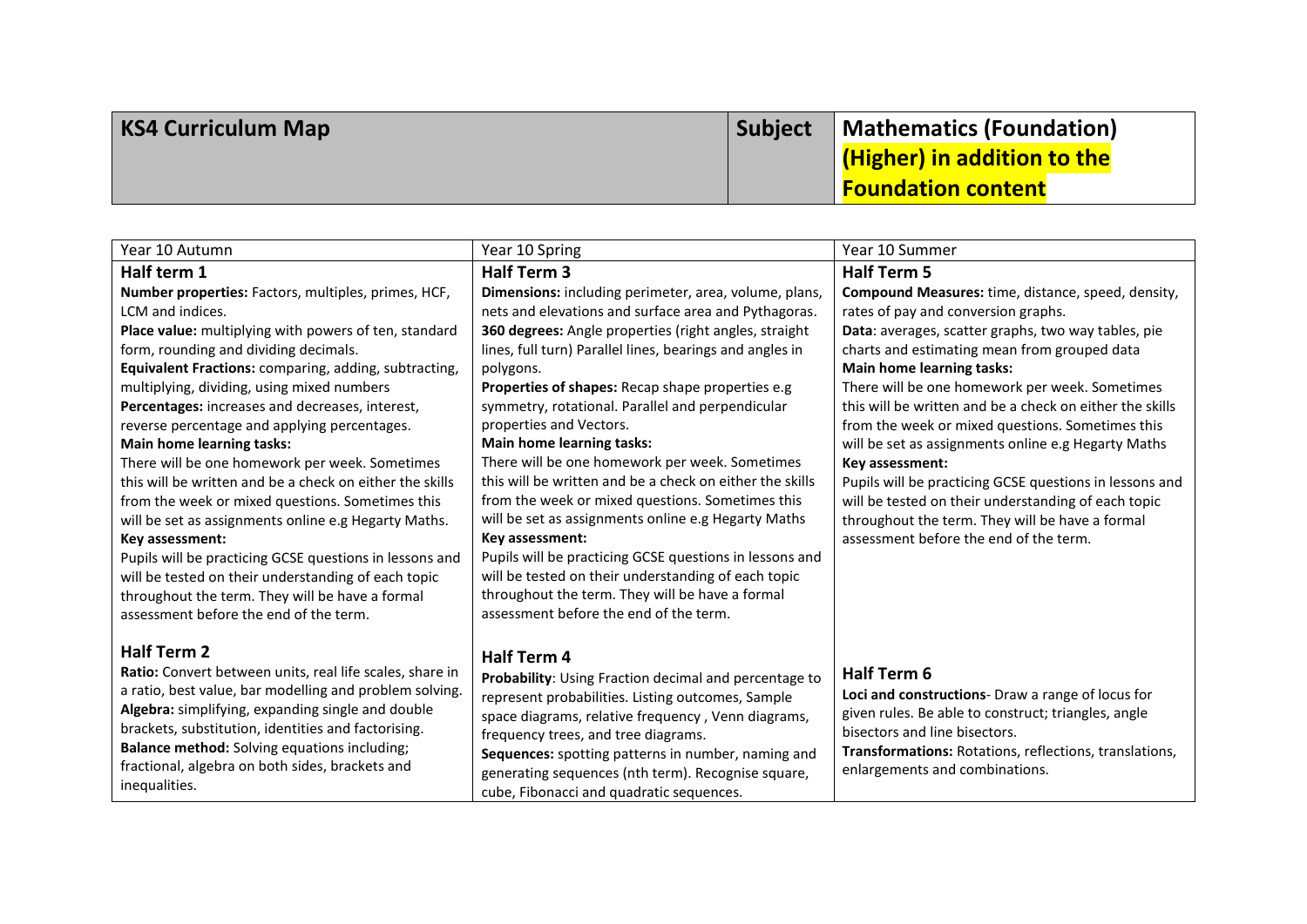| KS4 Curriculum Map | Subject | Mathematics (Foundation) (Higher) in addition to the Foundation content |
|---|---|---|

| Year 10 Autumn | Year 10 Spring | Year 10 Summer |
|---|---|---|
| **Half term 1**<br>**Number properties:** Factors, multiples, primes, HCF, LCM and indices.<br>**Place value:** multiplying with powers of ten, standard form, rounding and dividing decimals.<br>**Equivalent Fractions:** comparing, adding, subtracting, multiplying, dividing, using mixed numbers<br>**Percentages:** increases and decreases, interest, reverse percentage and applying percentages.<br>**Main home learning tasks:**<br>There will be one homework per week. Sometimes this will be written and be a check on either the skills from the week or mixed questions. Sometimes this will be set as assignments online e.g Hegarty Maths.<br>**Key assessment:**<br>Pupils will be practicing GCSE questions in lessons and will be tested on their understanding of each topic throughout the term. They will be have a formal assessment before the end of the term. | **Half Term 3**<br>**Dimensions:** including perimeter, area, volume, plans, nets and elevations and surface area and Pythagoras.<br>**360 degrees:** Angle properties (right angles, straight lines, full turn) Parallel lines, bearings and angles in polygons.<br>**Properties of shapes:** Recap shape properties e.g symmetry, rotational. Parallel and perpendicular properties and Vectors.<br>**Main home learning tasks:**<br>There will be one homework per week. Sometimes this will be written and be a check on either the skills from the week or mixed questions. Sometimes this will be set as assignments online e.g Hegarty Maths<br>**Key assessment:**<br>Pupils will be practicing GCSE questions in lessons and will be tested on their understanding of each topic throughout the term. They will be have a formal assessment before the end of the term. | **Half Term 5**<br>**Compound Measures:** time, distance, speed, density, rates of pay and conversion graphs.<br>**Data**: averages, scatter graphs, two way tables, pie charts and estimating mean from grouped data<br>**Main home learning tasks:**<br>There will be one homework per week. Sometimes this will be written and be a check on either the skills from the week or mixed questions. Sometimes this will be set as assignments online e.g Hegarty Maths<br>**Key assessment:**<br>Pupils will be practicing GCSE questions in lessons and will be tested on their understanding of each topic throughout the term. They will be have a formal assessment before the end of the term. |
| **Half Term 2**<br>**Ratio:** Convert between units, real life scales, share in a ratio, best value, bar modelling and problem solving.<br>**Algebra:** simplifying, expanding single and double brackets, substitution, identities and factorising.<br>**Balance method:** Solving equations including; fractional, algebra on both sides, brackets and inequalities. | **Half Term 4**<br>**Probability**: Using Fraction decimal and percentage to represent probabilities. Listing outcomes, Sample space diagrams, relative frequency , Venn diagrams, frequency trees, and tree diagrams.<br>**Sequences:** spotting patterns in number, naming and generating sequences (nth term). Recognise square, cube, Fibonacci and quadratic sequences. | **Half Term 6**<br>**Loci and constructions**- Draw a range of locus for given rules. Be able to construct; triangles, angle bisectors and line bisectors.<br>**Transformations:** Rotations, reflections, translations, enlargements and combinations. |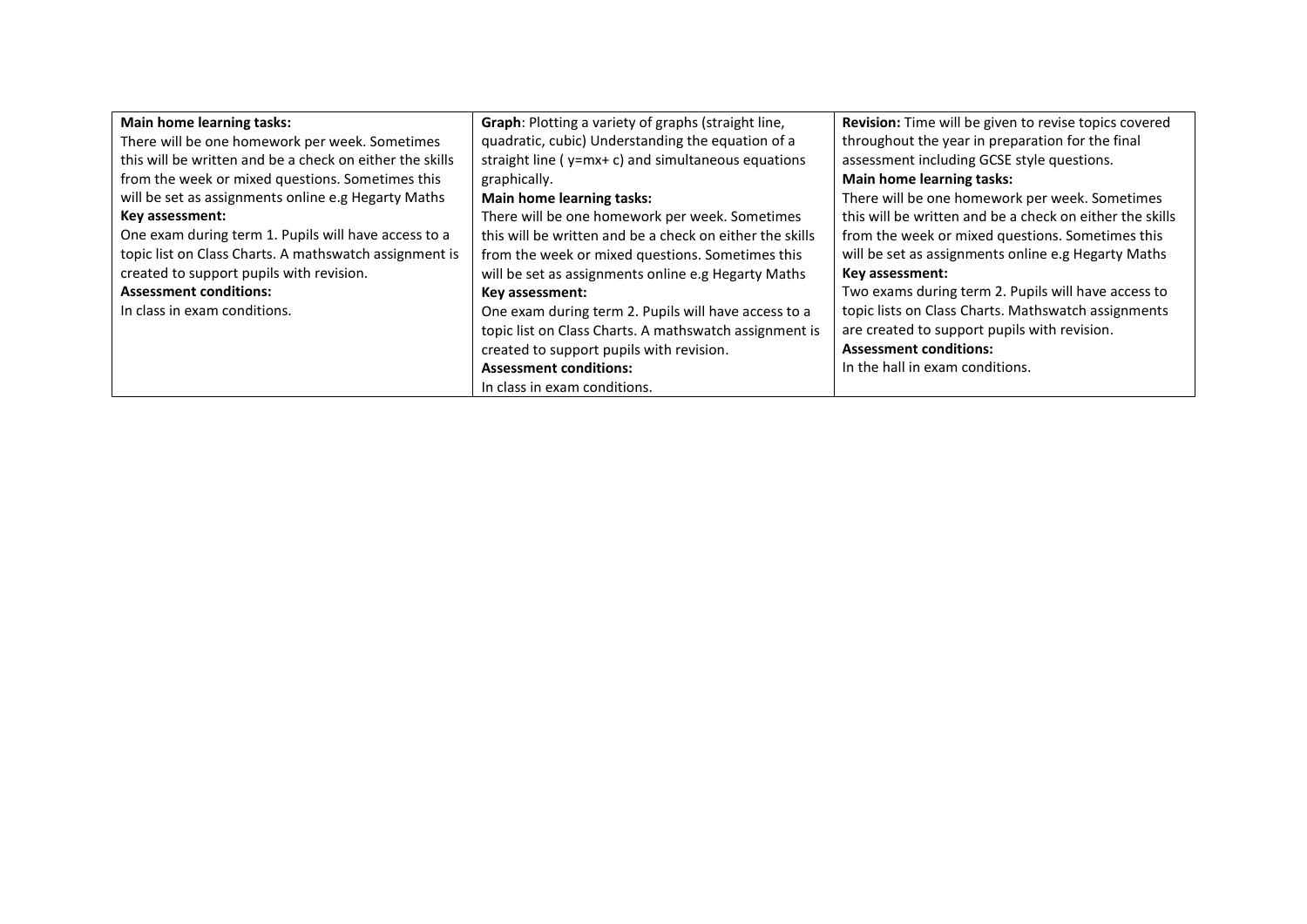| | | |
|---|---|---|
| **Main home learning tasks:**<br>There will be one homework per week. Sometimes this will be written and be a check on either the skills from the week or mixed questions. Sometimes this will be set as assignments online e.g Hegarty Maths<br>**Key assessment:**<br>One exam during term 1. Pupils will have access to a topic list on Class Charts. A mathswatch assignment is created to support pupils with revision.<br>**Assessment conditions:**<br>In class in exam conditions. | **Graph**: Plotting a variety of graphs (straight line, quadratic, cubic) Understanding the equation of a straight line ( y=mx+ c) and simultaneous equations graphically.<br>**Main home learning tasks:**<br>There will be one homework per week. Sometimes this will be written and be a check on either the skills from the week or mixed questions. Sometimes this will be set as assignments online e.g Hegarty Maths<br>**Key assessment:**<br>One exam during term 2. Pupils will have access to a topic list on Class Charts. A mathswatch assignment is created to support pupils with revision.<br>**Assessment conditions:**<br>In class in exam conditions. | **Revision:** Time will be given to revise topics covered throughout the year in preparation for the final assessment including GCSE style questions.<br>**Main home learning tasks:**<br>There will be one homework per week. Sometimes this will be written and be a check on either the skills from the week or mixed questions. Sometimes this will be set as assignments online e.g Hegarty Maths<br>**Key assessment:**<br>Two exams during term 2. Pupils will have access to topic lists on Class Charts. Mathswatch assignments are created to support pupils with revision.<br>**Assessment conditions:**<br>In the hall in exam conditions. |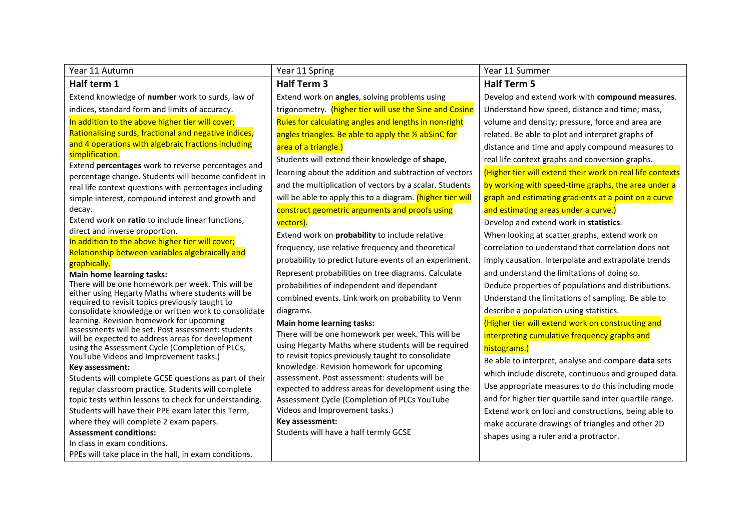| Year 11 Autumn | Year 11 Spring | Year 11 Summer |
|---|---|---|
| **Half term 1**<br><br>Extend knowledge of **number** work to surds, law of indices, standard form and limits of accuracy.<br>In addition to the above higher tier will cover; Rationalising surds, fractional and negative indices, and 4 operations with algebraic fractions including simplification.<br>Extend **percentages** work to reverse percentages and percentage change. Students will become confident in real life context questions with percentages including simple interest, compound interest and growth and decay.<br>Extend work on **ratio** to include linear functions, direct and inverse proportion.<br>In addition to the above higher tier will cover; Relationship between variables algebraically and graphically.<br><br>**Main home learning tasks:**<br>There will be one homework per week. This will be either using Hegarty Maths where students will be required to revisit topics previously taught to consolidate knowledge or written work to consolidate learning. Revision homework for upcoming assessments will be set. Post assessment: students will be expected to address areas for development using the Assessment Cycle (Completion of PLCs, YouTube Videos and Improvement tasks.)<br><br>**Key assessment:**<br>Students will complete GCSE questions as part of their regular classroom practice. Students will complete topic tests within lessons to check for understanding. Students will have their PPE exam later this Term, where they will complete 2 exam papers.<br><br>**Assessment conditions:**<br>In class in exam conditions.<br>PPEs will take place in the hall, in exam conditions. | **Half Term 3**<br><br>Extend work on **angles**, solving problems using trigonometry. (higher tier will use the Sine and Cosine Rules for calculating angles and lengths in non-right angles triangles. Be able to apply the ½ abSinC for area of a triangle.)<br>Students will extend their knowledge of **shape**, learning about the addition and subtraction of vectors and the multiplication of vectors by a scalar. Students will be able to apply this to a diagram. (higher tier will construct geometric arguments and proofs using vectors).<br>Extend work on **probability** to include relative frequency, use relative frequency and theoretical probability to predict future events of an experiment. Represent probabilities on tree diagrams. Calculate probabilities of independent and dependant combined events. Link work on probability to Venn diagrams.<br><br>**Main home learning tasks:**<br>There will be one homework per week. This will be using Hegarty Maths where students will be required to revisit topics previously taught to consolidate knowledge. Revision homework for upcoming assessment. Post assessment: students will be expected to address areas for development using the Assessment Cycle (Completion of PLCs YouTube Videos and Improvement tasks.)<br><br>**Key assessment:**<br>Students will have a half termly GCSE | **Half Term 5**<br><br>Develop and extend work with **compound measures**. Understand how speed, distance and time; mass, volume and density; pressure, force and area are related. Be able to plot and interpret graphs of distance and time and apply compound measures to real life context graphs and conversion graphs.<br>(Higher tier will extend their work on real life contexts by working with speed-time graphs, the area under a graph and estimating gradients at a point on a curve and estimating areas under a curve.)<br>Develop and extend work in **statistics**.<br>When looking at scatter graphs, extend work on correlation to understand that correlation does not imply causation. Interpolate and extrapolate trends and understand the limitations of doing so.<br>Deduce properties of populations and distributions. Understand the limitations of sampling. Be able to describe a population using statistics.<br>(Higher tier will extend work on constructing and interpreting cumulative frequency graphs and histograms.)<br>Be able to interpret, analyse and compare **data** sets which include discrete, continuous and grouped data. Use appropriate measures to do this including mode and for higher tier quartile sand inter quartile range.<br>Extend work on loci and constructions, being able to make accurate drawings of triangles and other 2D shapes using a ruler and a protractor. |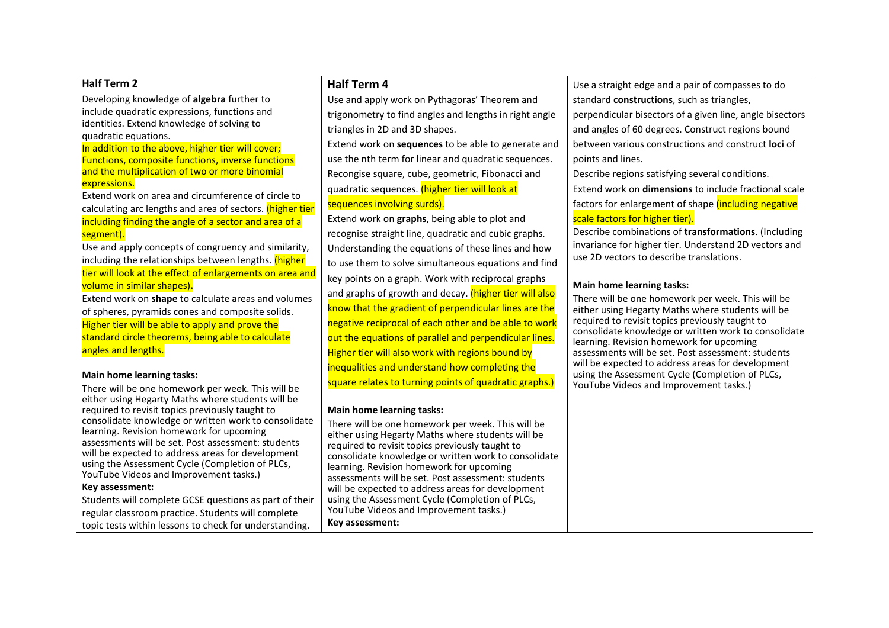## Half Term 2

Developing knowledge of **algebra** further to include quadratic expressions, functions and identities. Extend knowledge of solving to quadratic equations.

In addition to the above, higher tier will cover; Functions, composite functions, inverse functions and the multiplication of two or more binomial expressions.

Extend work on area and circumference of circle to calculating arc lengths and area of sectors. (higher tier including finding the angle of a sector and area of a segment).

Use and apply concepts of congruency and similarity, including the relationships between lengths. (higher tier will look at the effect of enlargements on area and volume in similar shapes)**.**

Extend work on **shape** to calculate areas and volumes of spheres, pyramids cones and composite solids.

Higher tier will be able to apply and prove the standard circle theorems, being able to calculate angles and lengths.

**Main home learning tasks:**

There will be one homework per week. This will be either using Hegarty Maths where students will be required to revisit topics previously taught to consolidate knowledge or written work to consolidate learning. Revision homework for upcoming assessments will be set. Post assessment: students will be expected to address areas for development using the Assessment Cycle (Completion of PLCs, YouTube Videos and Improvement tasks.)

**Key assessment:**

Students will complete GCSE questions as part of their regular classroom practice. Students will complete topic tests within lessons to check for understanding.

## Half Term 4

Use and apply work on Pythagoras' Theorem and trigonometry to find angles and lengths in right angle triangles in 2D and 3D shapes.

Extend work on **sequences** to be able to generate and use the nth term for linear and quadratic sequences. Recognise square, cube, geometric, Fibonacci and quadratic sequences. (higher tier will look at sequences involving surds).

Extend work on **graphs**, being able to plot and recognise straight line, quadratic and cubic graphs. Understanding the equations of these lines and how to use them to solve simultaneous equations and find key points on a graph. Work with reciprocal graphs and graphs of growth and decay. (higher tier will also know that the gradient of perpendicular lines are the negative reciprocal of each other and be able to work out the equations of parallel and perpendicular lines. Higher tier will also work with regions bound by inequalities and understand how completing the square relates to turning points of quadratic graphs.)

**Main home learning tasks:**

There will be one homework per week. This will be either using Hegarty Maths where students will be required to revisit topics previously taught to consolidate knowledge or written work to consolidate learning. Revision homework for upcoming assessments will be set. Post assessment: students will be expected to address areas for development using the Assessment Cycle (Completion of PLCs, YouTube Videos and Improvement tasks.)

**Key assessment:**

Use a straight edge and a pair of compasses to do standard **constructions**, such as triangles, perpendicular bisectors of a given line, angle bisectors and angles of 60 degrees. Construct regions bound between various constructions and construct **loci** of points and lines.

Describe regions satisfying several conditions.

Extend work on **dimensions** to include fractional scale factors for enlargement of shape (including negative scale factors for higher tier).

Describe combinations of **transformations**. (Including invariance for higher tier. Understand 2D vectors and use 2D vectors to describe translations.

**Main home learning tasks:**

There will be one homework per week. This will be either using Hegarty Maths where students will be required to revisit topics previously taught to consolidate knowledge or written work to consolidate learning. Revision homework for upcoming assessments will be set. Post assessment: students will be expected to address areas for development using the Assessment Cycle (Completion of PLCs, YouTube Videos and Improvement tasks.)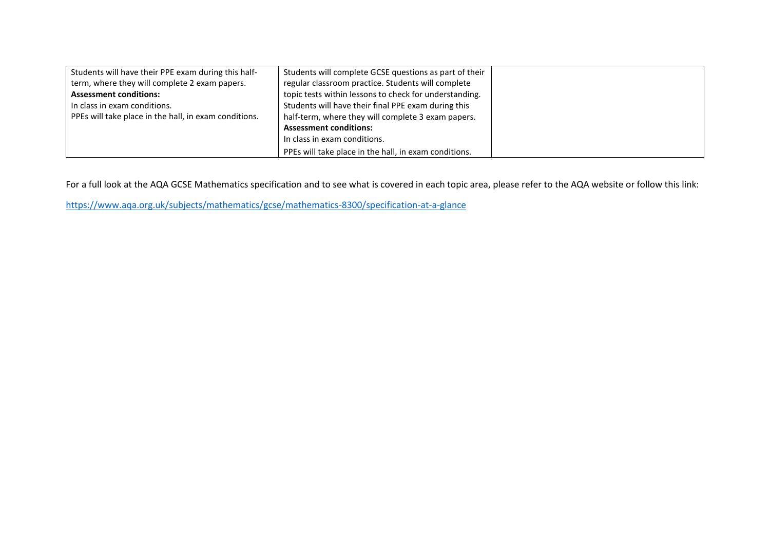| | | |
|---|---|---|
| Students will have their PPE exam during this half-term, where they will complete 2 exam papers.<br>**Assessment conditions:**<br>In class in exam conditions.<br>PPEs will take place in the hall, in exam conditions. | Students will complete GCSE questions as part of their regular classroom practice. Students will complete topic tests within lessons to check for understanding. Students will have their final PPE exam during this half-term, where they will complete 3 exam papers.<br>**Assessment conditions:**<br>In class in exam conditions.<br>PPEs will take place in the hall, in exam conditions. | |

For a full look at the AQA GCSE Mathematics specification and to see what is covered in each topic area, please refer to the AQA website or follow this link:

https://www.aqa.org.uk/subjects/mathematics/gcse/mathematics-8300/specification-at-a-glance